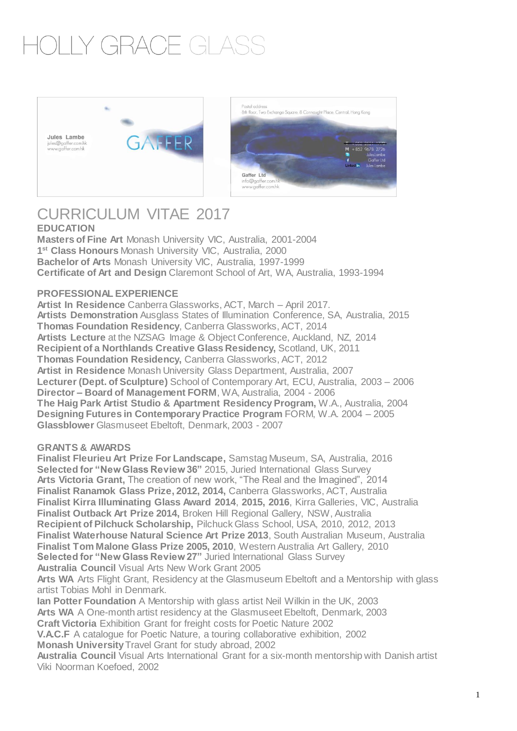# HOLLY GRACE GLASS

Jules Lambe
jules@gaffer.com.hk
www.gaffer.com.hk

GAFFER

Postal address
8th floor, Two Exchange Square, 8 Connaught Place, Central, Hong Kong

M +852 9678 2726
JulesLambe
Gaffer Ltd
LinkedIn Jules Lambe

Gaffer Ltd
info@gaffer.com.hk
www.gaffer.com.hk

## CURRICULUM VITAE 2017

### EDUCATION

**Masters of Fine Art** Monash University VIC, Australia, 2001-2004
**1st Class Honours** Monash University VIC, Australia, 2000
**Bachelor of Arts** Monash University VIC, Australia, 1997-1999
**Certificate of Art and Design** Claremont School of Art, WA, Australia, 1993-1994

### PROFESSIONAL EXPERIENCE

**Artist In Residence** Canberra Glassworks, ACT, March – April 2017.
**Artists Demonstration** Ausglass States of Illumination Conference, SA, Australia, 2015
**Thomas Foundation Residency**, Canberra Glassworks, ACT, 2014
**Artists Lecture** at the NZSAG Image & Object Conference, Auckland, NZ, 2014
**Recipient of a Northlands Creative Glass Residency,** Scotland, UK, 2011
**Thomas Foundation Residency,** Canberra Glassworks, ACT, 2012
**Artist in Residence** Monash University Glass Department, Australia, 2007
**Lecturer (Dept. of Sculpture)** School of Contemporary Art, ECU, Australia, 2003 – 2006
**Director – Board of Management FORM**, WA, Australia, 2004 - 2006
**The Haig Park Artist Studio & Apartment Residency Program,** W.A., Australia, 2004
**Designing Futures in Contemporary Practice Program** FORM, W.A. 2004 – 2005
**Glassblower** Glasmuseet Ebeltoft, Denmark, 2003 - 2007

### GRANTS & AWARDS

**Finalist Fleurieu Art Prize For Landscape,** Samstag Museum, SA, Australia, 2016
**Selected for "New Glass Review 36"** 2015, Juried International Glass Survey
**Arts Victoria Grant,** The creation of new work, "The Real and the Imagined", 2014
**Finalist Ranamok Glass Prize, 2012, 2014,** Canberra Glassworks, ACT, Australia
**Finalist Kirra Illuminating Glass Award 2014**, **2015, 2016**, Kirra Galleries, VIC, Australia
**Finalist Outback Art Prize 2014,** Broken Hill Regional Gallery, NSW, Australia
**Recipient of Pilchuck Scholarship,** Pilchuck Glass School, USA, 2010, 2012, 2013
**Finalist Waterhouse Natural Science Art Prize 2013**, South Australian Museum, Australia
**Finalist Tom Malone Glass Prize 2005, 2010**, Western Australia Art Gallery, 2010
**Selected for "New Glass Review 27"** Juried International Glass Survey
**Australia Council** Visual Arts New Work Grant 2005
**Arts WA** Arts Flight Grant, Residency at the Glasmuseum Ebeltoft and a Mentorship with glass artist Tobias Mohl in Denmark.
**Ian Potter Foundation** A Mentorship with glass artist Neil Wilkin in the UK, 2003
**Arts WA** A One-month artist residency at the Glasmuseet Ebeltoft, Denmark, 2003
**Craft Victoria** Exhibition Grant for freight costs for Poetic Nature 2002
**V.A.C.F** A catalogue for Poetic Nature, a touring collaborative exhibition, 2002
**Monash University** Travel Grant for study abroad, 2002
**Australia Council** Visual Arts International Grant for a six-month mentorship with Danish artist Viki Noorman Koefoed, 2002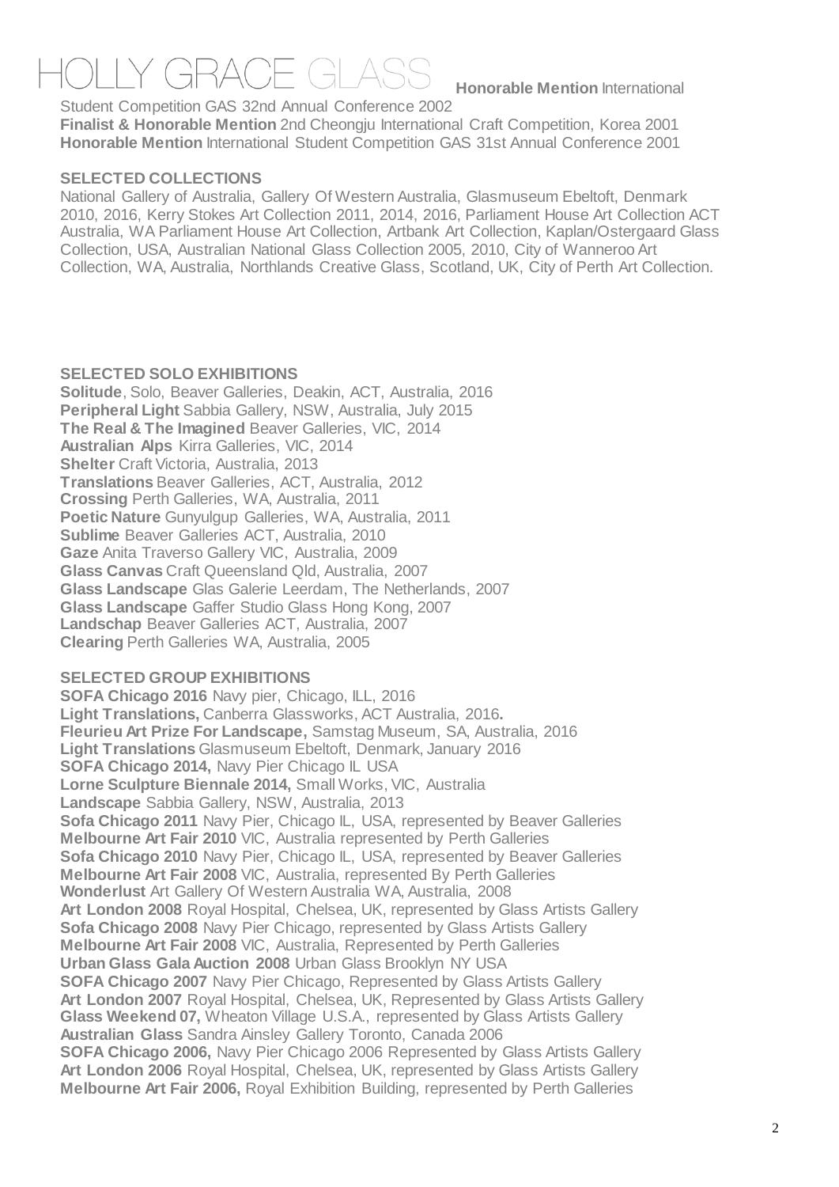# HOLLY GRACE GLASS

**Honorable Mention** International Student Competition GAS 32nd Annual Conference 2002
**Finalist & Honorable Mention** 2nd Cheongju International Craft Competition, Korea 2001
**Honorable Mention** International Student Competition GAS 31st Annual Conference 2001

**SELECTED COLLECTIONS**

National Gallery of Australia, Gallery Of Western Australia, Glasmuseum Ebeltoft, Denmark 2010, 2016, Kerry Stokes Art Collection 2011, 2014, 2016, Parliament House Art Collection ACT Australia, WA Parliament House Art Collection, Artbank Art Collection, Kaplan/Ostergaard Glass Collection, USA, Australian National Glass Collection 2005, 2010, City of Wanneroo Art Collection, WA, Australia, Northlands Creative Glass, Scotland, UK, City of Perth Art Collection.

**SELECTED SOLO EXHIBITIONS**

**Solitude**, Solo, Beaver Galleries, Deakin, ACT, Australia, 2016
**Peripheral Light** Sabbia Gallery, NSW, Australia, July 2015
**The Real & The Imagined** Beaver Galleries, VIC, 2014
**Australian Alps** Kirra Galleries, VIC, 2014
**Shelter** Craft Victoria, Australia, 2013
**Translations** Beaver Galleries, ACT, Australia, 2012
**Crossing** Perth Galleries, WA, Australia, 2011
**Poetic Nature** Gunyulgup Galleries, WA, Australia, 2011
**Sublime** Beaver Galleries ACT, Australia, 2010
**Gaze** Anita Traverso Gallery VIC, Australia, 2009
**Glass Canvas** Craft Queensland Qld, Australia, 2007
**Glass Landscape** Glas Galerie Leerdam, The Netherlands, 2007
**Glass Landscape** Gaffer Studio Glass Hong Kong, 2007
**Landschap** Beaver Galleries ACT, Australia, 2007
**Clearing** Perth Galleries WA, Australia, 2005

**SELECTED GROUP EXHIBITIONS**

**SOFA Chicago 2016** Navy pier, Chicago, ILL, 2016
**Light Translations,** Canberra Glassworks, ACT Australia, 2016**.**
**Fleurieu Art Prize For Landscape,** Samstag Museum, SA, Australia, 2016
**Light Translations** Glasmuseum Ebeltoft, Denmark, January 2016
**SOFA Chicago 2014,** Navy Pier Chicago IL USA
**Lorne Sculpture Biennale 2014,** Small Works, VIC, Australia
**Landscape** Sabbia Gallery, NSW, Australia, 2013
**Sofa Chicago 2011** Navy Pier, Chicago IL, USA, represented by Beaver Galleries
**Melbourne Art Fair 2010** VIC, Australia represented by Perth Galleries
**Sofa Chicago 2010** Navy Pier, Chicago IL, USA, represented by Beaver Galleries
**Melbourne Art Fair 2008** VIC, Australia, represented By Perth Galleries
**Wonderlust** Art Gallery Of Western Australia WA, Australia, 2008
**Art London 2008** Royal Hospital, Chelsea, UK, represented by Glass Artists Gallery
**Sofa Chicago 2008** Navy Pier Chicago, represented by Glass Artists Gallery
**Melbourne Art Fair 2008** VIC, Australia, Represented by Perth Galleries
**Urban Glass Gala Auction 2008** Urban Glass Brooklyn NY USA
**SOFA Chicago 2007** Navy Pier Chicago, Represented by Glass Artists Gallery
**Art London 2007** Royal Hospital, Chelsea, UK, Represented by Glass Artists Gallery
**Glass Weekend 07,** Wheaton Village U.S.A., represented by Glass Artists Gallery
**Australian Glass** Sandra Ainsley Gallery Toronto, Canada 2006
**SOFA Chicago 2006,** Navy Pier Chicago 2006 Represented by Glass Artists Gallery
**Art London 2006** Royal Hospital, Chelsea, UK, represented by Glass Artists Gallery
**Melbourne Art Fair 2006,** Royal Exhibition Building, represented by Perth Galleries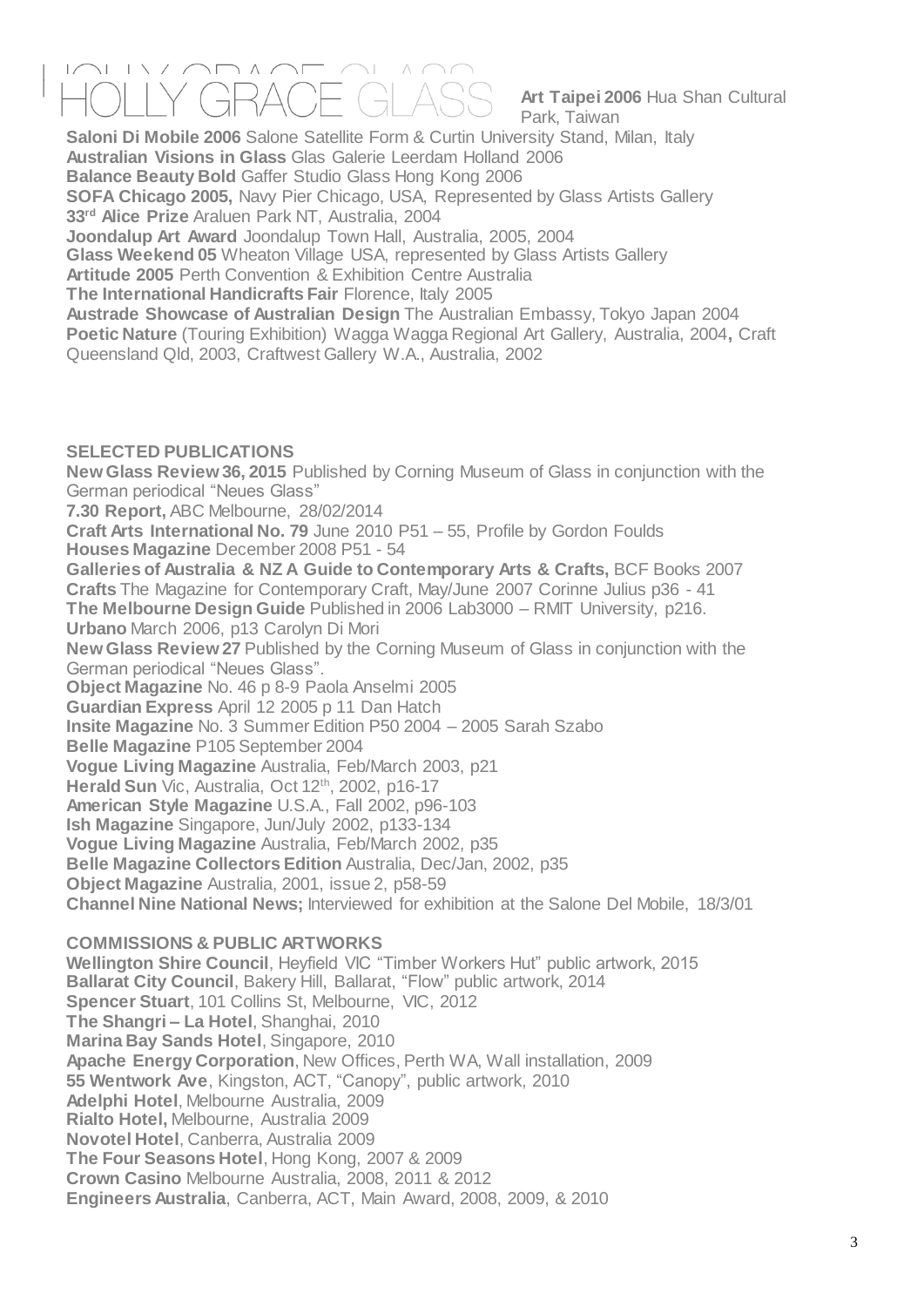**Art Taipei 2006** Hua Shan Cultural Park, Taiwan
**Saloni Di Mobile 2006** Salone Satellite Form & Curtin University Stand, Milan, Italy
**Australian Visions in Glass** Glas Galerie Leerdam Holland 2006
**Balance Beauty Bold** Gaffer Studio Glass Hong Kong 2006
**SOFA Chicago 2005,** Navy Pier Chicago, USA, Represented by Glass Artists Gallery
**33rd Alice Prize** Araluen Park NT, Australia, 2004
**Joondalup Art Award** Joondalup Town Hall, Australia, 2005, 2004
**Glass Weekend 05** Wheaton Village USA, represented by Glass Artists Gallery
**Artitude 2005** Perth Convention & Exhibition Centre Australia
**The International Handicrafts Fair** Florence, Italy 2005
**Austrade Showcase of Australian Design** The Australian Embassy, Tokyo Japan 2004
**Poetic Nature** (Touring Exhibition) Wagga Wagga Regional Art Gallery, Australia, 2004**,** Craft Queensland Qld, 2003, Craftwest Gallery W.A., Australia, 2002

**SELECTED PUBLICATIONS**
**New Glass Review 36, 2015** Published by Corning Museum of Glass in conjunction with the German periodical "Neues Glass"
**7.30 Report,** ABC Melbourne, 28/02/2014
**Craft Arts International No. 79** June 2010 P51 – 55, Profile by Gordon Foulds
**Houses Magazine** December 2008 P51 - 54
**Galleries of Australia & NZ A Guide to Contemporary Arts & Crafts,** BCF Books 2007
**Crafts** The Magazine for Contemporary Craft, May/June 2007 Corinne Julius p36 - 41
**The Melbourne Design Guide** Published in 2006 Lab3000 – RMIT University, p216.
**Urbano** March 2006, p13 Carolyn Di Mori
**New Glass Review 27** Published by the Corning Museum of Glass in conjunction with the German periodical "Neues Glass".
**Object Magazine** No. 46 p 8-9 Paola Anselmi 2005
**Guardian Express** April 12 2005 p 11 Dan Hatch
**Insite Magazine** No. 3 Summer Edition P50 2004 – 2005 Sarah Szabo
**Belle Magazine** P105 September 2004
**Vogue Living Magazine** Australia, Feb/March 2003, p21
**Herald Sun** Vic, Australia, Oct 12th, 2002, p16-17
**American Style Magazine** U.S.A., Fall 2002, p96-103
**Ish Magazine** Singapore, Jun/July 2002, p133-134
**Vogue Living Magazine** Australia, Feb/March 2002, p35
**Belle Magazine Collectors Edition** Australia, Dec/Jan, 2002, p35
**Object Magazine** Australia, 2001, issue 2, p58-59
**Channel Nine National News;** Interviewed for exhibition at the Salone Del Mobile, 18/3/01

**COMMISSIONS & PUBLIC ARTWORKS**
**Wellington Shire Council**, Heyfield VIC "Timber Workers Hut" public artwork, 2015
**Ballarat City Council**, Bakery Hill, Ballarat, "Flow" public artwork, 2014
**Spencer Stuart**, 101 Collins St, Melbourne, VIC, 2012
**The Shangri – La Hotel**, Shanghai, 2010
**Marina Bay Sands Hotel**, Singapore, 2010
**Apache Energy Corporation**, New Offices, Perth WA, Wall installation, 2009
**55 Wentwork Ave**, Kingston, ACT, "Canopy", public artwork, 2010
**Adelphi Hotel**, Melbourne Australia, 2009
**Rialto Hotel,** Melbourne, Australia 2009
**Novotel Hotel**, Canberra, Australia 2009
**The Four Seasons Hotel**, Hong Kong, 2007 & 2009
**Crown Casino** Melbourne Australia, 2008, 2011 & 2012
**Engineers Australia**, Canberra, ACT, Main Award, 2008, 2009, & 2010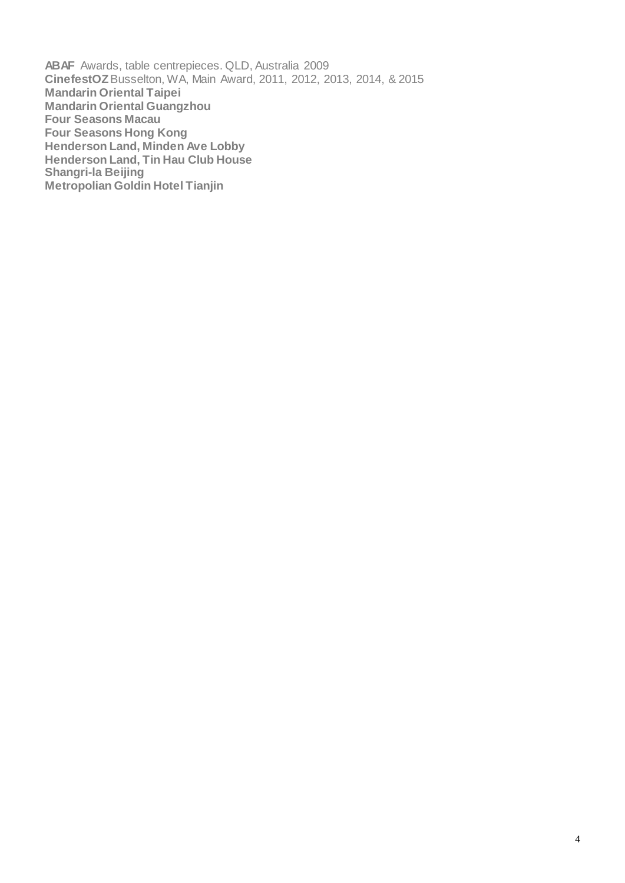**ABAF** Awards, table centrepieces. QLD, Australia 2009
**CinefestOZ** Busselton, WA, Main Award, 2011, 2012, 2013, 2014, & 2015
**Mandarin Oriental Taipei**
**Mandarin Oriental Guangzhou**
**Four Seasons Macau**
**Four Seasons Hong Kong**
**Henderson Land, Minden Ave Lobby**
**Henderson Land, Tin Hau Club House**
**Shangri-la Beijing**
**Metropolian Goldin Hotel Tianjin**